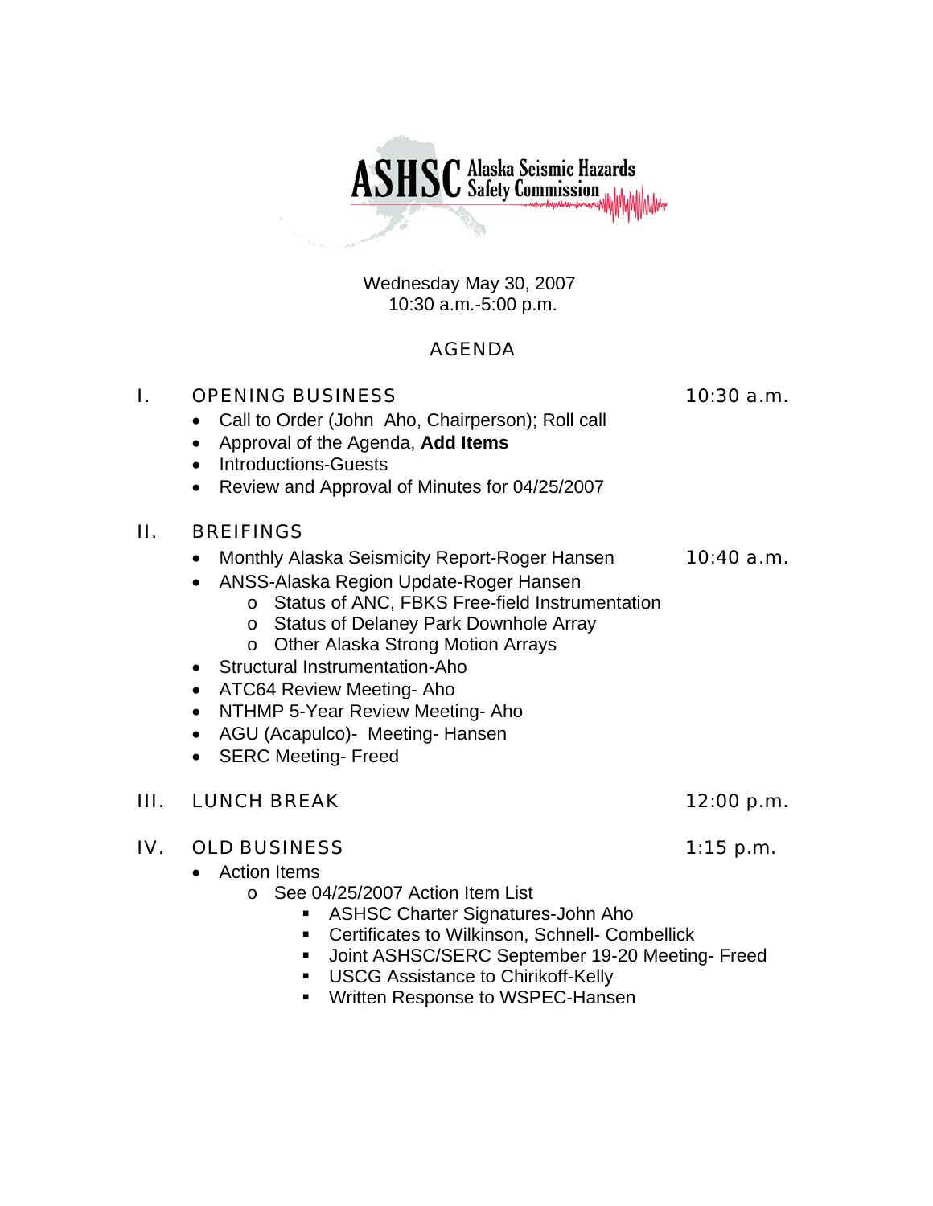**ASHSC** Alaska Seismic Hazards Safety Commission

Wednesday May 30, 2007
10:30 a.m.-5:00 p.m.

## AGENDA

### I. OPENING BUSINESS — 10:30 a.m.

- Call to Order (John Aho, Chairperson); Roll call
- Approval of the Agenda, **Add Items**
- Introductions-Guests
- Review and Approval of Minutes for 04/25/2007

### II. BREIFINGS

- Monthly Alaska Seismicity Report-Roger Hansen — 10:40 a.m.
- ANSS-Alaska Region Update-Roger Hansen
  - Status of ANC, FBKS Free-field Instrumentation
  - Status of Delaney Park Downhole Array
  - Other Alaska Strong Motion Arrays
- Structural Instrumentation-Aho
- ATC64 Review Meeting- Aho
- NTHMP 5-Year Review Meeting- Aho
- AGU (Acapulco)- Meeting- Hansen
- SERC Meeting- Freed

### III. LUNCH BREAK — 12:00 p.m.

### IV. OLD BUSINESS — 1:15 p.m.

- Action Items
  - See 04/25/2007 Action Item List
    - ASHSC Charter Signatures-John Aho
    - Certificates to Wilkinson, Schnell- Combellick
    - Joint ASHSC/SERC September 19-20 Meeting- Freed
    - USCG Assistance to Chirikoff-Kelly
    - Written Response to WSPEC-Hansen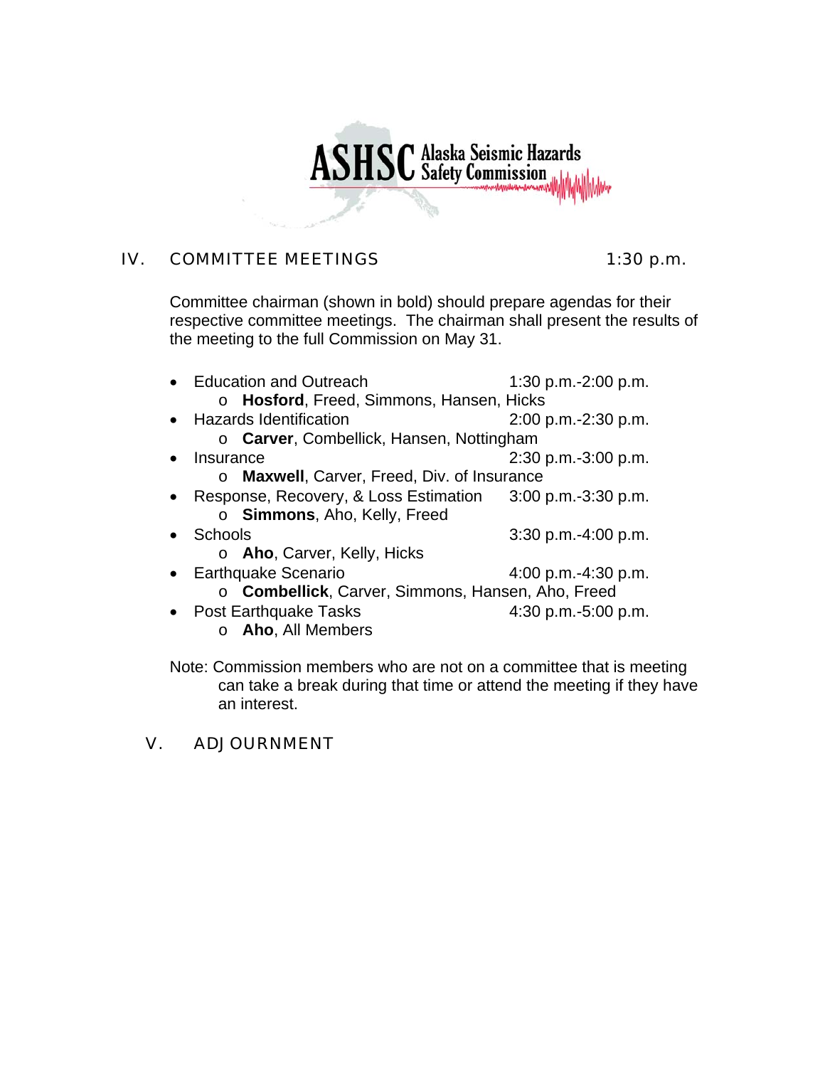# ASHSC Alaska Seismic Hazards Safety Commission

## IV. COMMITTEE MEETINGS 1:30 p.m.

Committee chairman (shown in bold) should prepare agendas for their respective committee meetings. The chairman shall present the results of the meeting to the full Commission on May 31.

- Education and Outreach 1:30 p.m.-2:00 p.m.
  - **Hosford**, Freed, Simmons, Hansen, Hicks
- Hazards Identification 2:00 p.m.-2:30 p.m.
  - **Carver**, Combellick, Hansen, Nottingham
- Insurance 2:30 p.m.-3:00 p.m.
  - **Maxwell**, Carver, Freed, Div. of Insurance
- Response, Recovery, & Loss Estimation 3:00 p.m.-3:30 p.m.
  - **Simmons**, Aho, Kelly, Freed
- Schools 3:30 p.m.-4:00 p.m.
  - **Aho**, Carver, Kelly, Hicks
- Earthquake Scenario 4:00 p.m.-4:30 p.m.
  - **Combellick**, Carver, Simmons, Hansen, Aho, Freed
- Post Earthquake Tasks 4:30 p.m.-5:00 p.m.
  - **Aho**, All Members

Note: Commission members who are not on a committee that is meeting can take a break during that time or attend the meeting if they have an interest.

## V. ADJOURNMENT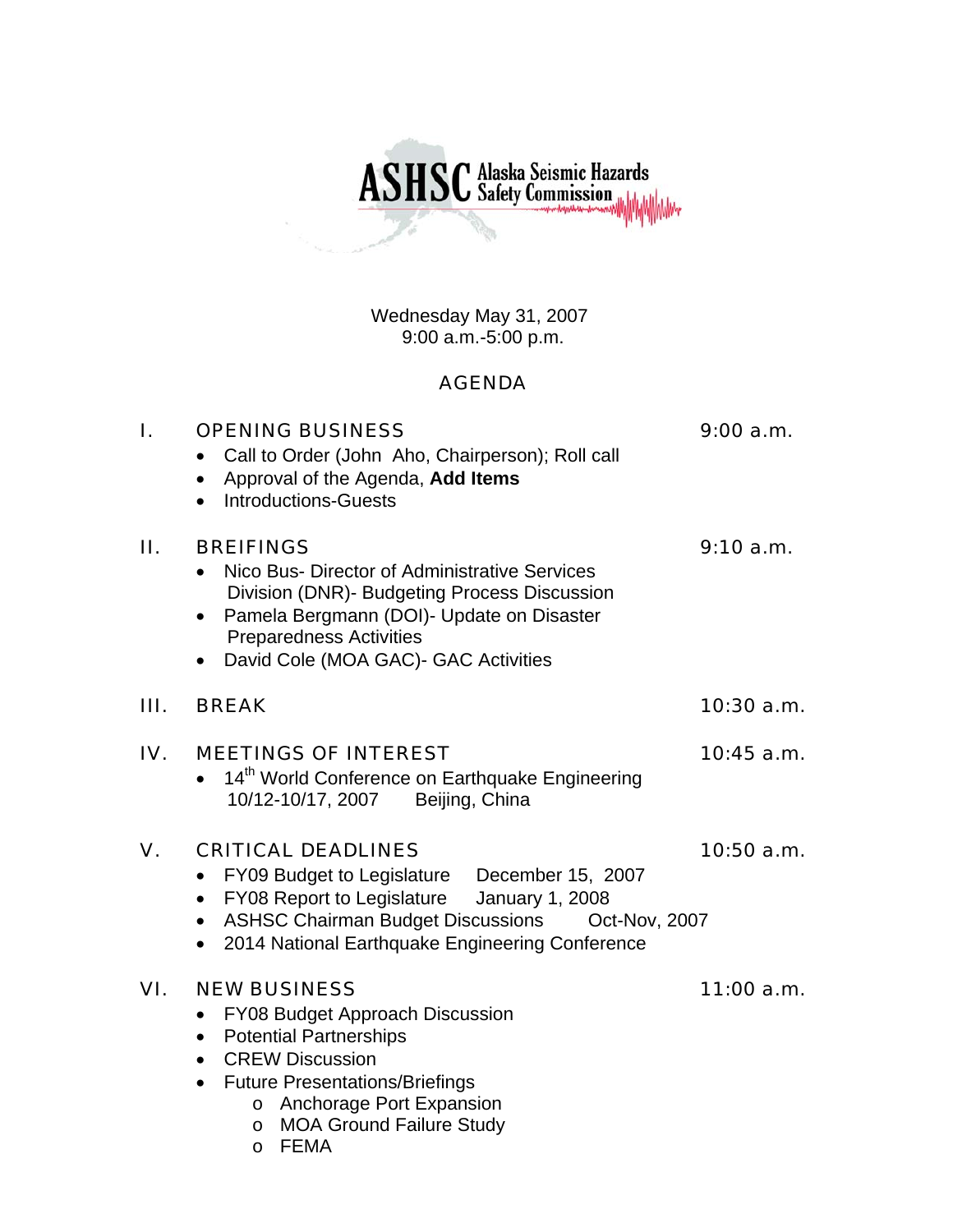**ASHSC** Alaska Seismic Hazards Safety Commission

Wednesday May 31, 2007
9:00 a.m.-5:00 p.m.

## AGENDA

### I. OPENING BUSINESS — 9:00 a.m.

- Call to Order (John Aho, Chairperson); Roll call
- Approval of the Agenda, **Add Items**
- Introductions-Guests

### II. BREIFINGS — 9:10 a.m.

- Nico Bus- Director of Administrative Services Division (DNR)- Budgeting Process Discussion
- Pamela Bergmann (DOI)- Update on Disaster Preparedness Activities
- David Cole (MOA GAC)- GAC Activities

### III. BREAK — 10:30 a.m.

### IV. MEETINGS OF INTEREST — 10:45 a.m.

- 14th World Conference on Earthquake Engineering
  10/12-10/17, 2007 Beijing, China

### V. CRITICAL DEADLINES — 10:50 a.m.

- FY09 Budget to Legislature December 15, 2007
- FY08 Report to Legislature January 1, 2008
- ASHSC Chairman Budget Discussions Oct-Nov, 2007
- 2014 National Earthquake Engineering Conference

### VI. NEW BUSINESS — 11:00 a.m.

- FY08 Budget Approach Discussion
- Potential Partnerships
- CREW Discussion
- Future Presentations/Briefings
  - Anchorage Port Expansion
  - MOA Ground Failure Study
  - FEMA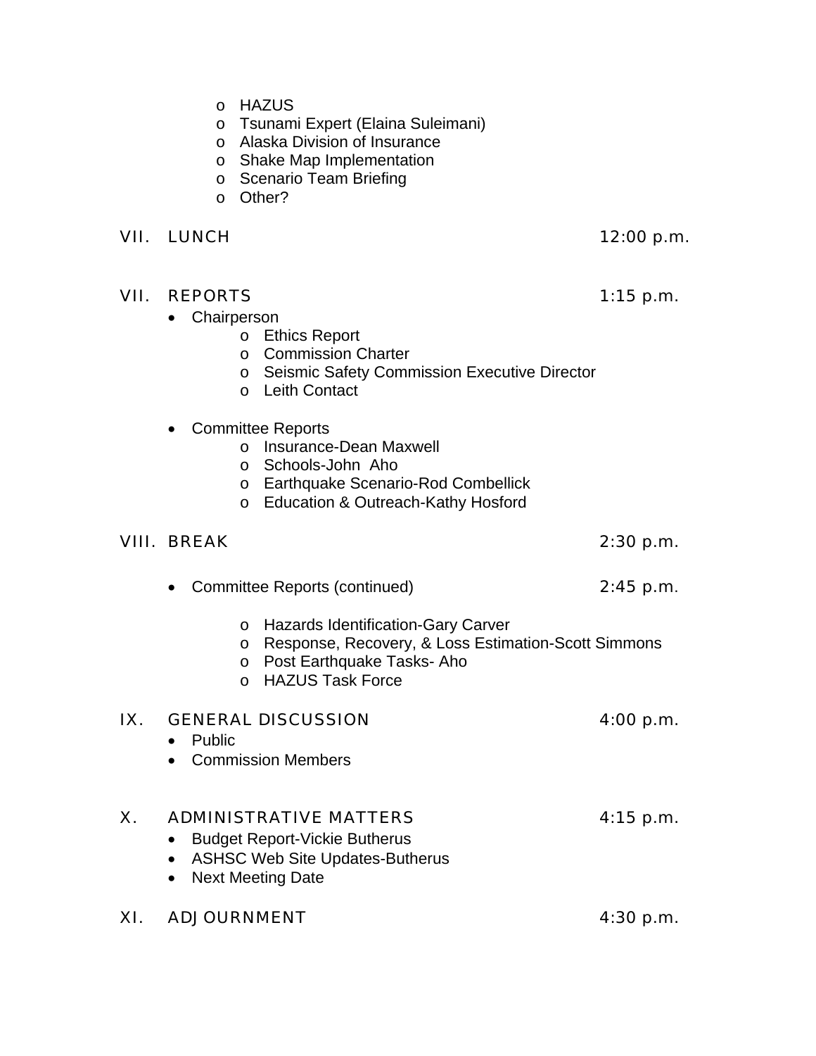- HAZUS
- Tsunami Expert (Elaina Suleimani)
- Alaska Division of Insurance
- Shake Map Implementation
- Scenario Team Briefing
- Other?

VII. LUNCH 12:00 p.m.

VII. REPORTS 1:15 p.m.

- Chairperson
  - Ethics Report
  - Commission Charter
  - Seismic Safety Commission Executive Director
  - Leith Contact

- Committee Reports
  - Insurance-Dean Maxwell
  - Schools-John Aho
  - Earthquake Scenario-Rod Combellick
  - Education & Outreach-Kathy Hosford

VIII. BREAK 2:30 p.m.

- Committee Reports (continued) 2:45 p.m.
  - Hazards Identification-Gary Carver
  - Response, Recovery, & Loss Estimation-Scott Simmons
  - Post Earthquake Tasks- Aho
  - HAZUS Task Force

IX. GENERAL DISCUSSION 4:00 p.m.

- Public
- Commission Members

X. ADMINISTRATIVE MATTERS 4:15 p.m.

- Budget Report-Vickie Butherus
- ASHSC Web Site Updates-Butherus
- Next Meeting Date

XI. ADJOURNMENT 4:30 p.m.